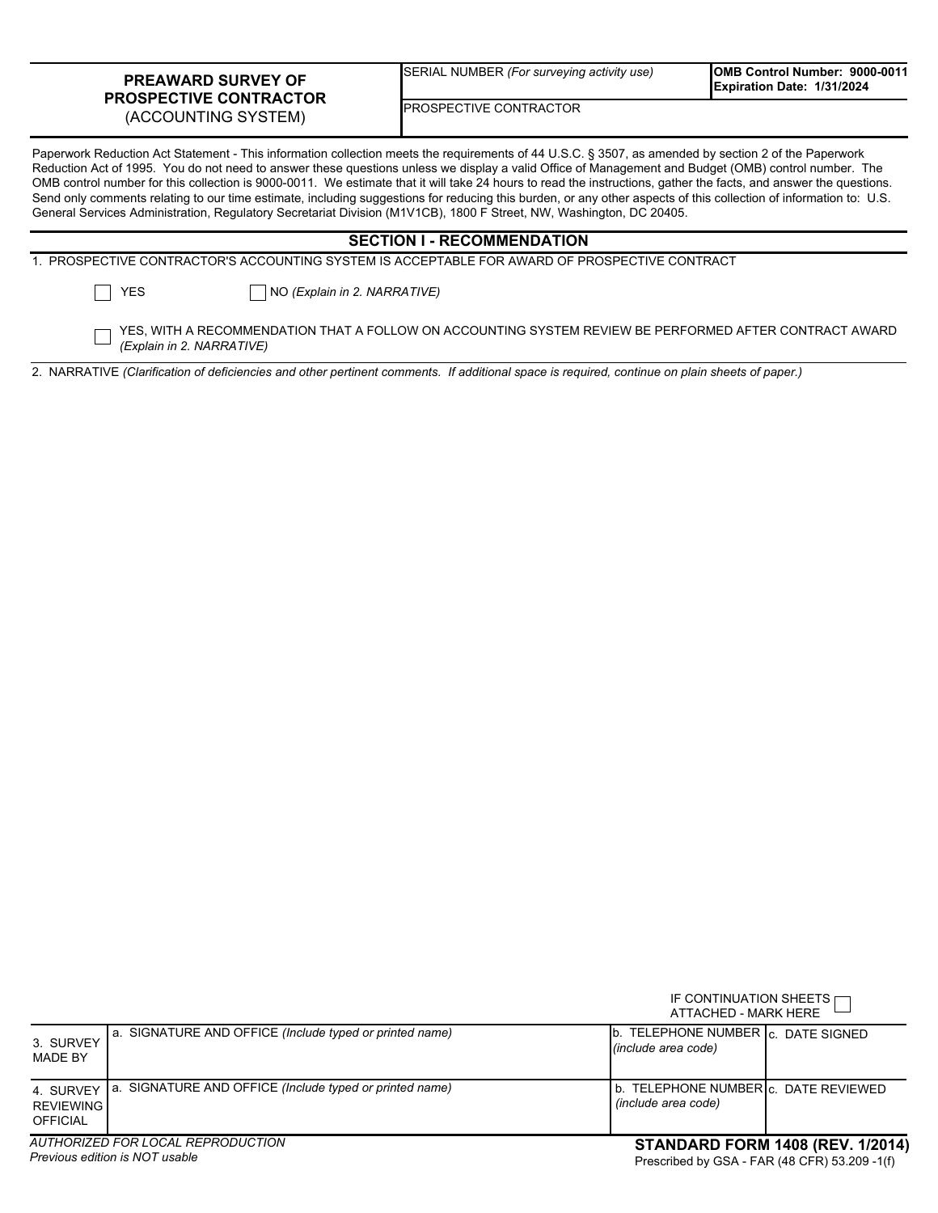# PREAWARD SURVEY OF PROSPECTIVE CONTRACTOR
(ACCOUNTING SYSTEM)

| SERIAL NUMBER *(For surveying activity use)* | **OMB Control Number: 9000-0011**<br>**Expiration Date: 1/31/2024** |
| --- | --- |
| PROSPECTIVE CONTRACTOR | |

Paperwork Reduction Act Statement - This information collection meets the requirements of 44 U.S.C. § 3507, as amended by section 2 of the Paperwork Reduction Act of 1995. You do not need to answer these questions unless we display a valid Office of Management and Budget (OMB) control number. The OMB control number for this collection is 9000-0011. We estimate that it will take 24 hours to read the instructions, gather the facts, and answer the questions. Send only comments relating to our time estimate, including suggestions for reducing this burden, or any other aspects of this collection of information to: U.S. General Services Administration, Regulatory Secretariat Division (M1V1CB), 1800 F Street, NW, Washington, DC 20405.

## SECTION I - RECOMMENDATION

1. PROSPECTIVE CONTRACTOR'S ACCOUNTING SYSTEM IS ACCEPTABLE FOR AWARD OF PROSPECTIVE CONTRACT

☐ YES ☐ NO *(Explain in 2. NARRATIVE)*

☐ YES, WITH A RECOMMENDATION THAT A FOLLOW ON ACCOUNTING SYSTEM REVIEW BE PERFORMED AFTER CONTRACT AWARD *(Explain in 2. NARRATIVE)*

2. NARRATIVE *(Clarification of deficiencies and other pertinent comments. If additional space is required, continue on plain sheets of paper.)*

IF CONTINUATION SHEETS ATTACHED - MARK HERE ☐

| | a. SIGNATURE AND OFFICE *(Include typed or printed name)* | b. TELEPHONE NUMBER *(include area code)* | c. DATE SIGNED |
| --- | --- | --- | --- |
| 3. SURVEY MADE BY | | | |

| | a. SIGNATURE AND OFFICE *(Include typed or printed name)* | b. TELEPHONE NUMBER *(include area code)* | c. DATE REVIEWED |
| --- | --- | --- | --- |
| 4. SURVEY REVIEWING OFFICIAL | | | |

*AUTHORIZED FOR LOCAL REPRODUCTION*
*Previous edition is NOT usable*

**STANDARD FORM 1408 (REV. 1/2014)**
Prescribed by GSA - FAR (48 CFR) 53.209 -1(f)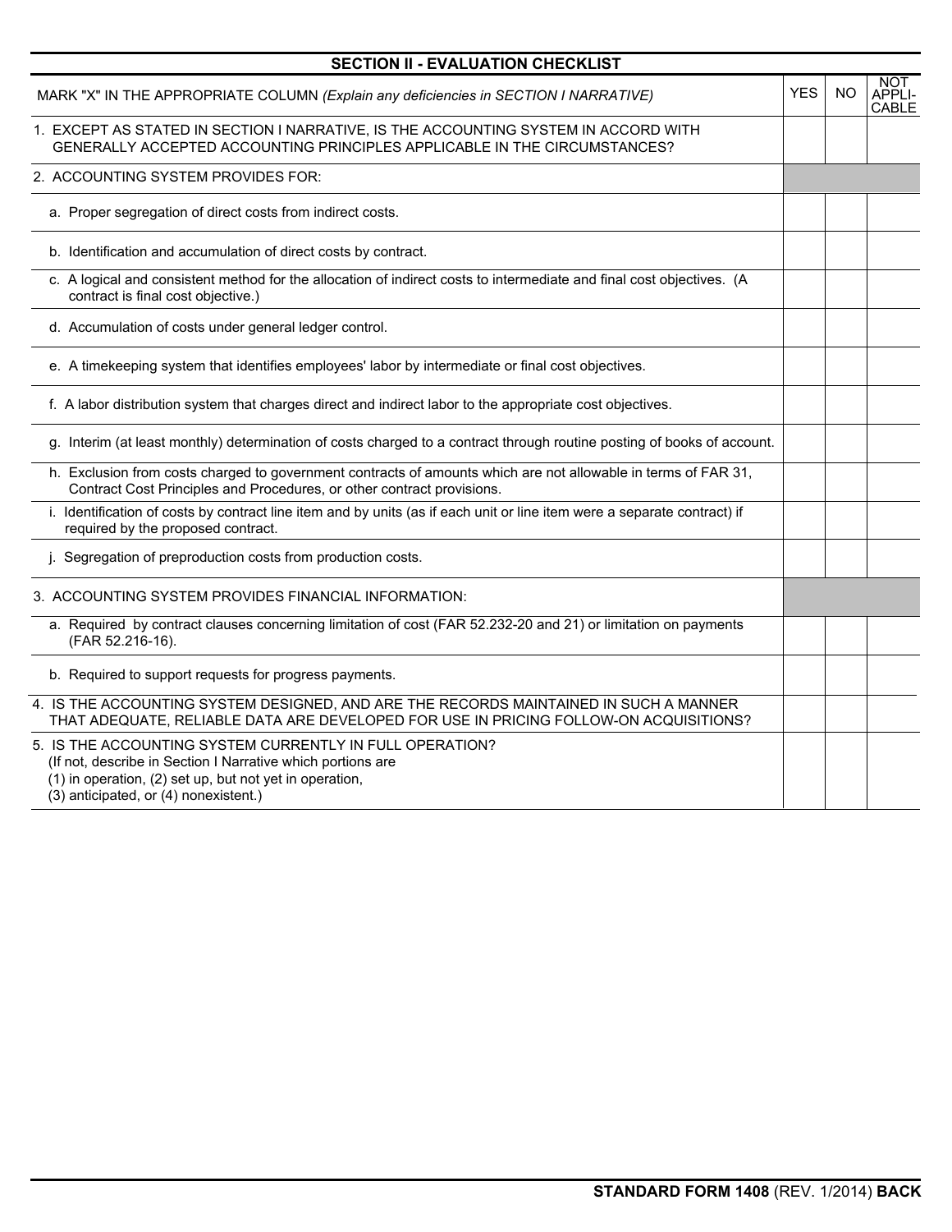## SECTION II - EVALUATION CHECKLIST

| MARK "X" IN THE APPROPRIATE COLUMN *(Explain any deficiencies in SECTION I NARRATIVE)* | YES | NO | NOT APPLI-CABLE |
|---|---|---|---|
| 1. EXCEPT AS STATED IN SECTION I NARRATIVE, IS THE ACCOUNTING SYSTEM IN ACCORD WITH GENERALLY ACCEPTED ACCOUNTING PRINCIPLES APPLICABLE IN THE CIRCUMSTANCES? | | | |
| 2. ACCOUNTING SYSTEM PROVIDES FOR: | | | |
| a. Proper segregation of direct costs from indirect costs. | | | |
| b. Identification and accumulation of direct costs by contract. | | | |
| c. A logical and consistent method for the allocation of indirect costs to intermediate and final cost objectives. (A contract is final cost objective.) | | | |
| d. Accumulation of costs under general ledger control. | | | |
| e. A timekeeping system that identifies employees' labor by intermediate or final cost objectives. | | | |
| f. A labor distribution system that charges direct and indirect labor to the appropriate cost objectives. | | | |
| g. Interim (at least monthly) determination of costs charged to a contract through routine posting of books of account. | | | |
| h. Exclusion from costs charged to government contracts of amounts which are not allowable in terms of FAR 31, Contract Cost Principles and Procedures, or other contract provisions. | | | |
| i. Identification of costs by contract line item and by units (as if each unit or line item were a separate contract) if required by the proposed contract. | | | |
| j. Segregation of preproduction costs from production costs. | | | |
| 3. ACCOUNTING SYSTEM PROVIDES FINANCIAL INFORMATION: | | | |
| a. Required by contract clauses concerning limitation of cost (FAR 52.232-20 and 21) or limitation on payments (FAR 52.216-16). | | | |
| b. Required to support requests for progress payments. | | | |
| 4. IS THE ACCOUNTING SYSTEM DESIGNED, AND ARE THE RECORDS MAINTAINED IN SUCH A MANNER THAT ADEQUATE, RELIABLE DATA ARE DEVELOPED FOR USE IN PRICING FOLLOW-ON ACQUISITIONS? | | | |
| 5. IS THE ACCOUNTING SYSTEM CURRENTLY IN FULL OPERATION? (If not, describe in Section I Narrative which portions are (1) in operation, (2) set up, but not yet in operation, (3) anticipated, or (4) nonexistent.) | | | |

**STANDARD FORM 1408** (REV. 1/2014) **BACK**